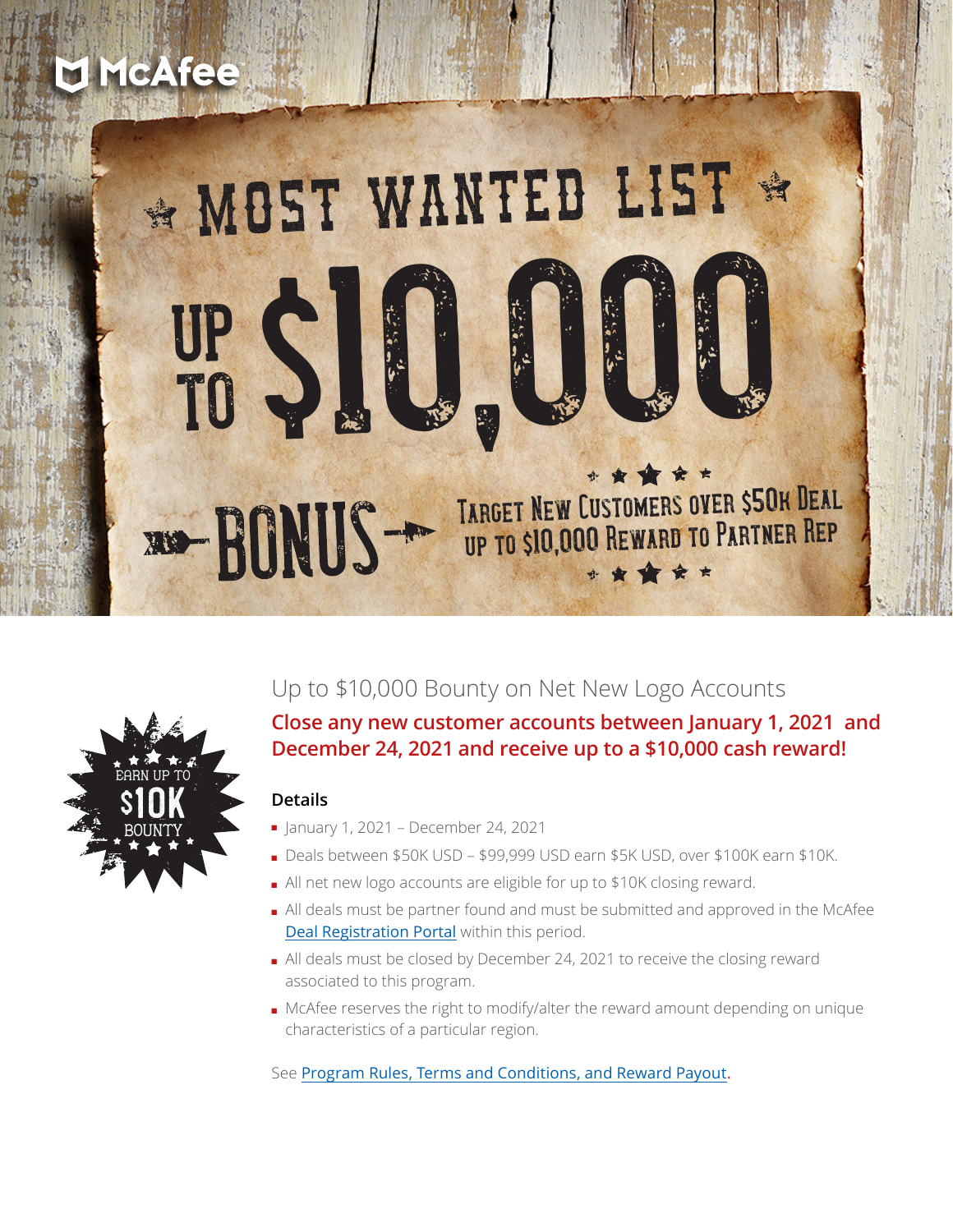McAfee

# MOST WANTED LIST

# UP TO $10,000

## BONUS

TARGET NEW CUSTOMERS OVER $50K DEAL
UP TO $10,000 REWARD TO PARTNER REP

EARN UP TO $10K BOUNTY

## Up to $10,000 Bounty on Net New Logo Accounts

**Close any new customer accounts between January 1, 2021 and December 24, 2021 and receive up to a $10,000 cash reward!**

### Details

- January 1, 2021 – December 24, 2021
- Deals between $50K USD – $99,999 USD earn $5K USD, over $100K earn $10K.
- All net new logo accounts are eligible for up to $10K closing reward.
- All deals must be partner found and must be submitted and approved in the McAfee Deal Registration Portal within this period.
- All deals must be closed by December 24, 2021 to receive the closing reward associated to this program.
- McAfee reserves the right to modify/alter the reward amount depending on unique characteristics of a particular region.

See Program Rules, Terms and Conditions, and Reward Payout.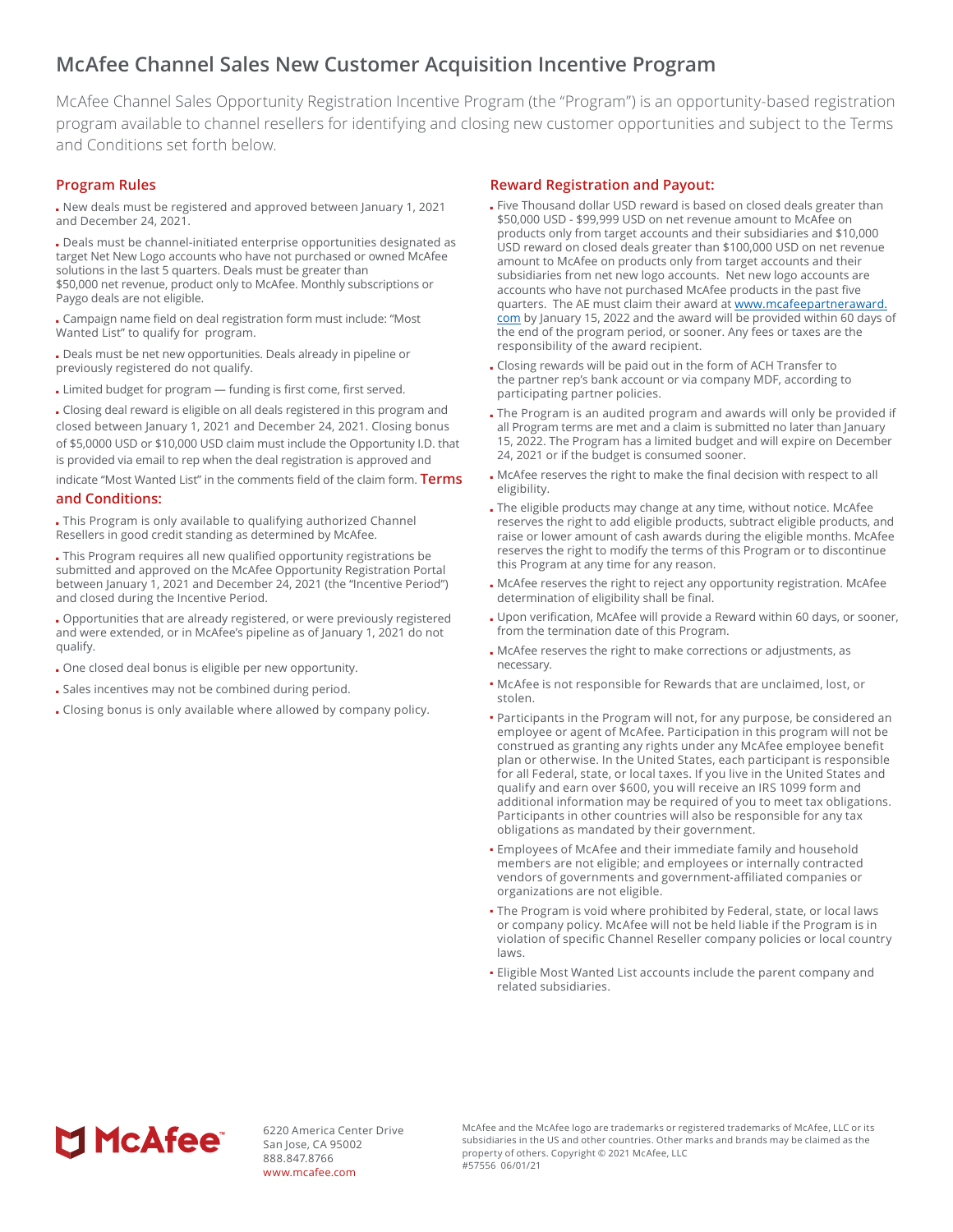# McAfee Channel Sales New Customer Acquisition Incentive Program

McAfee Channel Sales Opportunity Registration Incentive Program (the "Program") is an opportunity-based registration program available to channel resellers for identifying and closing new customer opportunities and subject to the Terms and Conditions set forth below.

## Program Rules

- New deals must be registered and approved between January 1, 2021 and December 24, 2021.
- Deals must be channel-initiated enterprise opportunities designated as target Net New Logo accounts who have not purchased or owned McAfee solutions in the last 5 quarters. Deals must be greater than $50,000 net revenue, product only to McAfee. Monthly subscriptions or Paygo deals are not eligible.
- Campaign name field on deal registration form must include: "Most Wanted List" to qualify for program.
- Deals must be net new opportunities. Deals already in pipeline or previously registered do not qualify.
- Limited budget for program — funding is first come, first served.
- Closing deal reward is eligible on all deals registered in this program and closed between January 1, 2021 and December 24, 2021. Closing bonus of $5,0000 USD or $10,000 USD claim must include the Opportunity I.D. that is provided via email to rep when the deal registration is approved and indicate "Most Wanted List" in the comments field of the claim form.

## Terms and Conditions:

- This Program is only available to qualifying authorized Channel Resellers in good credit standing as determined by McAfee.
- This Program requires all new qualified opportunity registrations be submitted and approved on the McAfee Opportunity Registration Portal between January 1, 2021 and December 24, 2021 (the "Incentive Period") and closed during the Incentive Period.
- Opportunities that are already registered, or were previously registered and were extended, or in McAfee's pipeline as of January 1, 2021 do not qualify.
- One closed deal bonus is eligible per new opportunity.
- Sales incentives may not be combined during period.
- Closing bonus is only available where allowed by company policy.

## Reward Registration and Payout:

- Five Thousand dollar USD reward is based on closed deals greater than $50,000 USD - $99,999 USD on net revenue amount to McAfee on products only from target accounts and their subsidiaries and $10,000 USD reward on closed deals greater than $100,000 USD on net revenue amount to McAfee on products only from target accounts and their subsidiaries from net new logo accounts. Net new logo accounts are accounts who have not purchased McAfee products in the past five quarters. The AE must claim their award at www.mcafeepartneraward.com by January 15, 2022 and the award will be provided within 60 days of the end of the program period, or sooner. Any fees or taxes are the responsibility of the award recipient.
- Closing rewards will be paid out in the form of ACH Transfer to the partner rep's bank account or via company MDF, according to participating partner policies.
- The Program is an audited program and awards will only be provided if all Program terms are met and a claim is submitted no later than January 15, 2022. The Program has a limited budget and will expire on December 24, 2021 or if the budget is consumed sooner.
- McAfee reserves the right to make the final decision with respect to all eligibility.
- The eligible products may change at any time, without notice. McAfee reserves the right to add eligible products, subtract eligible products, and raise or lower amount of cash awards during the eligible months. McAfee reserves the right to modify the terms of this Program or to discontinue this Program at any time for any reason.
- McAfee reserves the right to reject any opportunity registration. McAfee determination of eligibility shall be final.
- Upon verification, McAfee will provide a Reward within 60 days, or sooner, from the termination date of this Program.
- McAfee reserves the right to make corrections or adjustments, as necessary.
- McAfee is not responsible for Rewards that are unclaimed, lost, or stolen.
- Participants in the Program will not, for any purpose, be considered an employee or agent of McAfee. Participation in this program will not be construed as granting any rights under any McAfee employee benefit plan or otherwise. In the United States, each participant is responsible for all Federal, state, or local taxes. If you live in the United States and qualify and earn over $600, you will receive an IRS 1099 form and additional information may be required of you to meet tax obligations. Participants in other countries will also be responsible for any tax obligations as mandated by their government.
- Employees of McAfee and their immediate family and household members are not eligible; and employees or internally contracted vendors of governments and government-affiliated companies or organizations are not eligible.
- The Program is void where prohibited by Federal, state, or local laws or company policy. McAfee will not be held liable if the Program is in violation of specific Channel Reseller company policies or local country laws.
- Eligible Most Wanted List accounts include the parent company and related subsidiaries.

McAfee

6220 America Center Drive
San Jose, CA 95002
888.847.8766
www.mcafee.com

McAfee and the McAfee logo are trademarks or registered trademarks of McAfee, LLC or its subsidiaries in the US and other countries. Other marks and brands may be claimed as the property of others. Copyright © 2021 McAfee, LLC
#57556 06/01/21